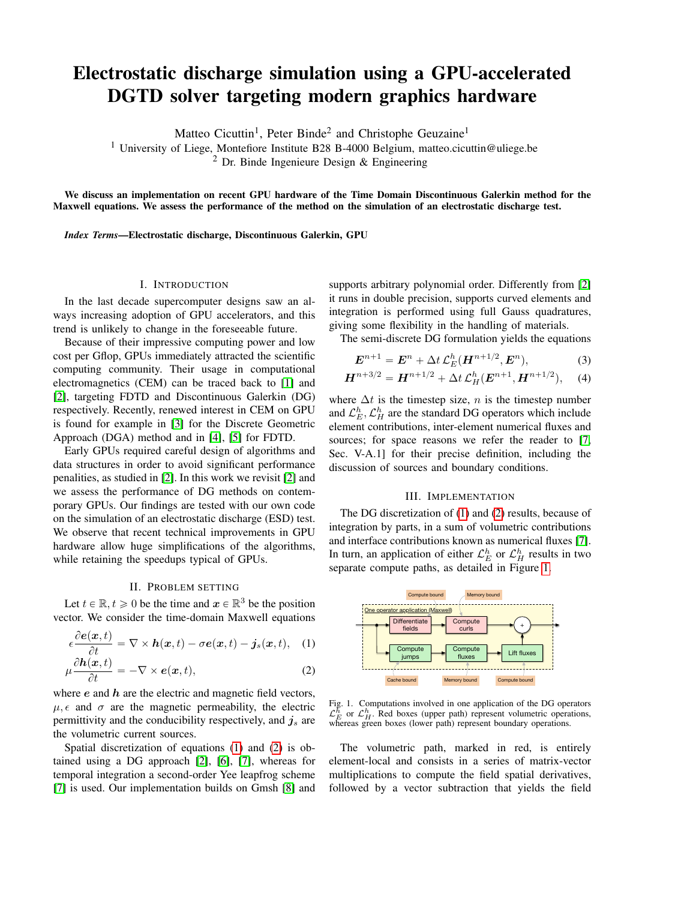# Electrostatic discharge simulation using a GPU-accelerated DGTD solver targeting modern graphics hardware

Matteo Cicuttin[1], Peter Binde[2] and Christophe Geuzaine[1]

[1] University of Liege, Montefiore Institute B28 B-4000 Belgium, matteo.cicuttin@uliege.be

[2] Dr. Binde Ingenieure Design & Engineering

**We discuss an implementation on recent GPU hardware of the Time Domain Discontinuous Galerkin method for the Maxwell equations. We assess the performance of the method on the simulation of an electrostatic discharge test.**

***Index Terms*—Electrostatic discharge, Discontinuous Galerkin, GPU**

## I. Introduction

In the last decade supercomputer designs saw an always increasing adoption of GPU accelerators, and this trend is unlikely to change in the foreseeable future.

Because of their impressive computing power and low cost per Gflop, GPUs immediately attracted the scientific computing community. Their usage in computational electromagnetics (CEM) can be traced back to [1] and [2], targeting FDTD and Discontinuous Galerkin (DG) respectively. Recently, renewed interest in CEM on GPU is found for example in [3] for the Discrete Geometric Approach (DGA) method and in [4], [5] for FDTD.

Early GPUs required careful design of algorithms and data structures in order to avoid significant performance penalities, as studied in [2]. In this work we revisit [2] and we assess the performance of DG methods on contemporary GPUs. Our findings are tested with our own code on the simulation of an electrostatic discharge (ESD) test. We observe that recent technical improvements in GPU hardware allow huge simplifications of the algorithms, while retaining the speedups typical of GPUs.

## II. Problem setting

Let $t \in \mathbb{R}, t \geqslant 0$ be the time and $\boldsymbol{x} \in \mathbb{R}^3$ be the position vector. We consider the time-domain Maxwell equations

$$\epsilon \frac{\partial \boldsymbol{e}(\boldsymbol{x},t)}{\partial t} = \nabla \times \boldsymbol{h}(\boldsymbol{x},t) - \sigma \boldsymbol{e}(\boldsymbol{x},t) - \boldsymbol{j}_s(\boldsymbol{x},t), \quad (1)$$

$$\mu \frac{\partial \boldsymbol{h}(\boldsymbol{x},t)}{\partial t} = -\nabla \times \boldsymbol{e}(\boldsymbol{x},t), \quad (2)$$

where $\boldsymbol{e}$ and $\boldsymbol{h}$ are the electric and magnetic field vectors, $\mu, \epsilon$ and $\sigma$ are the magnetic permeability, the electric permittivity and the conducibility respectively, and $\boldsymbol{j}_s$ are the volumetric current sources.

Spatial discretization of equations (1) and (2) is obtained using a DG approach [2], [6], [7], whereas for temporal integration a second-order Yee leapfrog scheme [7] is used. Our implementation builds on Gmsh [8] and supports arbitrary polynomial order. Differently from [2] it runs in double precision, supports curved elements and integration is performed using full Gauss quadratures, giving some flexibility in the handling of materials.

The semi-discrete DG formulation yields the equations

$$\boldsymbol{E}^{n+1} = \boldsymbol{E}^n + \Delta t\, \mathcal{L}_E^h(\boldsymbol{H}^{n+1/2}, \boldsymbol{E}^n), \quad (3)$$

$$\boldsymbol{H}^{n+3/2} = \boldsymbol{H}^{n+1/2} + \Delta t\, \mathcal{L}_H^h(\boldsymbol{E}^{n+1}, \boldsymbol{H}^{n+1/2}), \quad (4)$$

where $\Delta t$ is the timestep size, $n$ is the timestep number and $\mathcal{L}_E^h, \mathcal{L}_H^h$ are the standard DG operators which include element contributions, inter-element numerical fluxes and sources; for space reasons we refer the reader to [7, Sec. V-A.1] for their precise definition, including the discussion of sources and boundary conditions.

## III. Implementation

The DG discretization of (1) and (2) results, because of integration by parts, in a sum of volumetric contributions and interface contributions known as numerical fluxes [7]. In turn, an application of either $\mathcal{L}_E^h$ or $\mathcal{L}_H^h$ results in two separate compute paths, as detailed in Figure 1.

Fig. 1. Computations involved in one application of the DG operators $\mathcal{L}_E^h$ or $\mathcal{L}_H^h$. Red boxes (upper path) represent volumetric operations, whereas green boxes (lower path) represent boundary operations.

The volumetric path, marked in red, is entirely element-local and consists in a series of matrix-vector multiplications to compute the field spatial derivatives, followed by a vector subtraction that yields the field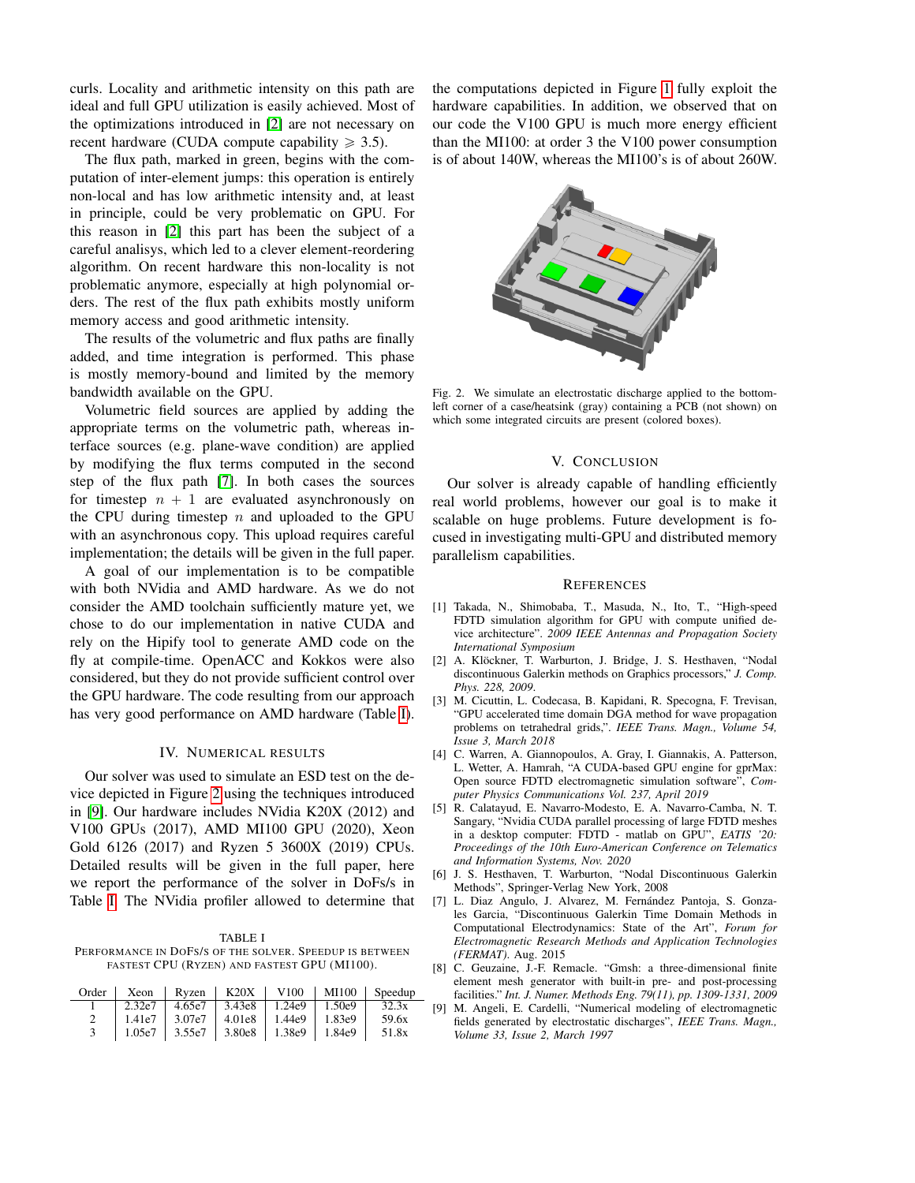curls. Locality and arithmetic intensity on this path are ideal and full GPU utilization is easily achieved. Most of the optimizations introduced in [2] are not necessary on recent hardware (CUDA compute capability $\geqslant 3.5$).

The flux path, marked in green, begins with the computation of inter-element jumps: this operation is entirely non-local and has low arithmetic intensity and, at least in principle, could be very problematic on GPU. For this reason in [2] this part has been the subject of a careful analisys, which led to a clever element-reordering algorithm. On recent hardware this non-locality is not problematic anymore, especially at high polynomial orders. The rest of the flux path exhibits mostly uniform memory access and good arithmetic intensity.

The results of the volumetric and flux paths are finally added, and time integration is performed. This phase is mostly memory-bound and limited by the memory bandwidth available on the GPU.

Volumetric field sources are applied by adding the appropriate terms on the volumetric path, whereas interface sources (e.g. plane-wave condition) are applied by modifying the flux terms computed in the second step of the flux path [7]. In both cases the sources for timestep $n+1$ are evaluated asynchronously on the CPU during timestep $n$ and uploaded to the GPU with an asynchronous copy. This upload requires careful implementation; the details will be given in the full paper.

A goal of our implementation is to be compatible with both NVidia and AMD hardware. As we do not consider the AMD toolchain sufficiently mature yet, we chose to do our implementation in native CUDA and rely on the Hipify tool to generate AMD code on the fly at compile-time. OpenACC and Kokkos were also considered, but they do not provide sufficient control over the GPU hardware. The code resulting from our approach has very good performance on AMD hardware (Table I).

## IV. Numerical Results

Our solver was used to simulate an ESD test on the device depicted in Figure 2 using the techniques introduced in [9]. Our hardware includes NVidia K20X (2012) and V100 GPUs (2017), AMD MI100 GPU (2020), Xeon Gold 6126 (2017) and Ryzen 5 3600X (2019) CPUs. Detailed results will be given in the full paper, here we report the performance of the solver in DoFs/s in Table I. The NVidia profiler allowed to determine that the computations depicted in Figure 1 fully exploit the hardware capabilities. In addition, we observed that on our code the V100 GPU is much more energy efficient than the MI100: at order 3 the V100 power consumption is of about 140W, whereas the MI100's is of about 260W.

TABLE I
Performance in DoFs/s of the solver. Speedup is between fastest CPU (Ryzen) and fastest GPU (MI100).

| Order | Xeon | Ryzen | K20X | V100 | MI100 | Speedup |
|---|---|---|---|---|---|---|
| 1 | 2.32e7 | 4.65e7 | 3.43e8 | 1.24e9 | 1.50e9 | 32.3x |
| 2 | 1.41e7 | 3.07e7 | 4.01e8 | 1.44e9 | 1.83e9 | 59.6x |
| 3 | 1.05e7 | 3.55e7 | 3.80e8 | 1.38e9 | 1.84e9 | 51.8x |

Fig. 2. We simulate an electrostatic discharge applied to the bottom-left corner of a case/heatsink (gray) containing a PCB (not shown) on which some integrated circuits are present (colored boxes).

## V. Conclusion

Our solver is already capable of handling efficiently real world problems, however our goal is to make it scalable on huge problems. Future development is focused in investigating multi-GPU and distributed memory parallelism capabilities.

## References

[1] Takada, N., Shimobaba, T., Masuda, N., Ito, T., "High-speed FDTD simulation algorithm for GPU with compute unified device architecture". *2009 IEEE Antennas and Propagation Society International Symposium*

[2] A. Klöckner, T. Warburton, J. Bridge, J. S. Hesthaven, "Nodal discontinuous Galerkin methods on Graphics processors," *J. Comp. Phys. 228, 2009.*

[3] M. Cicuttin, L. Codecasa, B. Kapidani, R. Specogna, F. Trevisan, "GPU accelerated time domain DGA method for wave propagation problems on tetrahedral grids,". *IEEE Trans. Magn., Volume 54, Issue 3, March 2018*

[4] C. Warren, A. Giannopoulos, A. Gray, I. Giannakis, A. Patterson, L. Wetter, A. Hamrah, "A CUDA-based GPU engine for gprMax: Open source FDTD electromagnetic simulation software", *Computer Physics Communications Vol. 237, April 2019*

[5] R. Calatayud, E. Navarro-Modesto, E. A. Navarro-Camba, N. T. Sangary, "Nvidia CUDA parallel processing of large FDTD meshes in a desktop computer: FDTD - matlab on GPU", *EATIS '20: Proceedings of the 10th Euro-American Conference on Telematics and Information Systems, Nov. 2020*

[6] J. S. Hesthaven, T. Warburton, "Nodal Discontinuous Galerkin Methods", Springer-Verlag New York, 2008

[7] L. Diaz Angulo, J. Alvarez, M. Fernández Pantoja, S. Gonzales Garcia, "Discontinuous Galerkin Time Domain Methods in Computational Electrodynamics: State of the Art", *Forum for Electromagnetic Research Methods and Application Technologies (FERMAT)*. Aug. 2015

[8] C. Geuzaine, J.-F. Remacle. "Gmsh: a three-dimensional finite element mesh generator with built-in pre- and post-processing facilities." *Int. J. Numer. Methods Eng. 79(11), pp. 1309-1331, 2009*

[9] M. Angeli, E. Cardelli, "Numerical modeling of electromagnetic fields generated by electrostatic discharges", *IEEE Trans. Magn., Volume 33, Issue 2, March 1997*